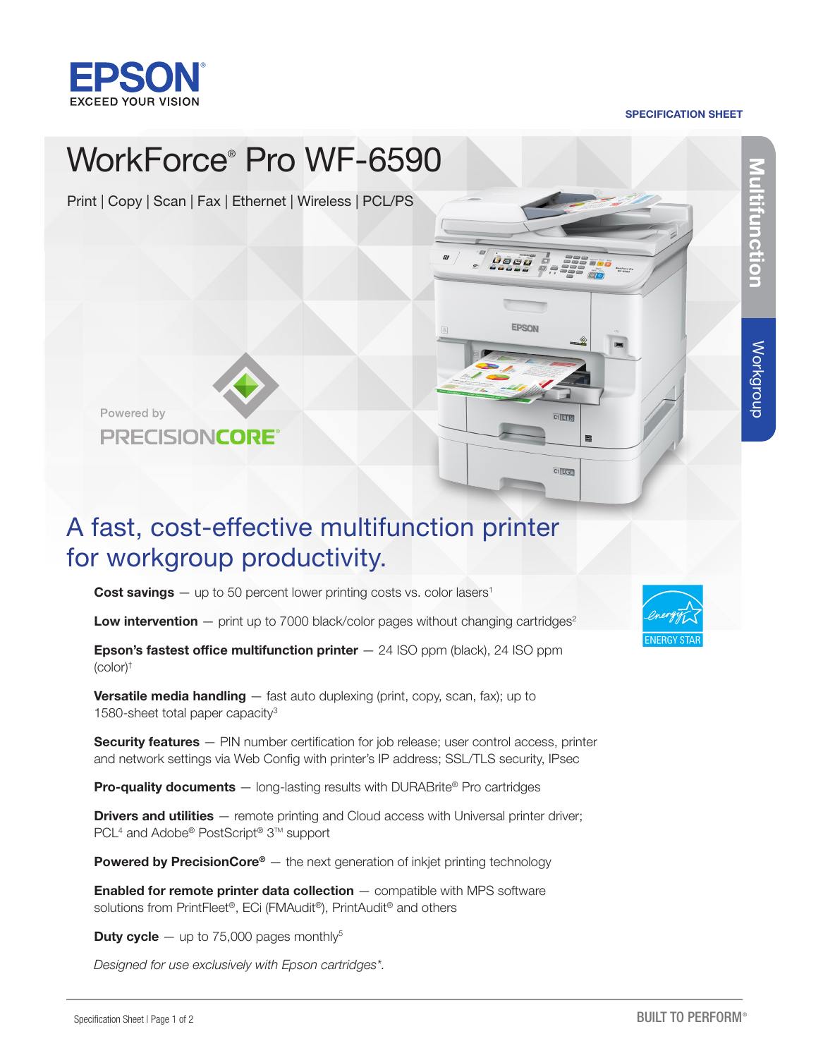EPSON
EXCEED YOUR VISION

SPECIFICATION SHEET

# WorkForce® Pro WF-6590

Print | Copy | Scan | Fax | Ethernet | Wireless | PCL/PS

Multifunction | Workgroup

Powered by PRECISIONCORE®

## A fast, cost-effective multifunction printer for workgroup productivity.

**Cost savings** — up to 50 percent lower printing costs vs. color lasers[1]

**Low intervention** — print up to 7000 black/color pages without changing cartridges[2]

**Epson's fastest office multifunction printer** — 24 ISO ppm (black), 24 ISO ppm (color)[†]

**Versatile media handling** — fast auto duplexing (print, copy, scan, fax); up to 1580-sheet total paper capacity[3]

**Security features** — PIN number certification for job release; user control access, printer and network settings via Web Config with printer's IP address; SSL/TLS security, IPsec

**Pro-quality documents** — long-lasting results with DURABrite® Pro cartridges

**Drivers and utilities** — remote printing and Cloud access with Universal printer driver; PCL[4] and Adobe® PostScript® 3™ support

**Powered by PrecisionCore®** — the next generation of inkjet printing technology

**Enabled for remote printer data collection** — compatible with MPS software solutions from PrintFleet®, ECi (FMAudit®), PrintAudit® and others

**Duty cycle** — up to 75,000 pages monthly[5]

*Designed for use exclusively with Epson cartridges\*.*

ENERGY STAR

BUILT TO PERFORM®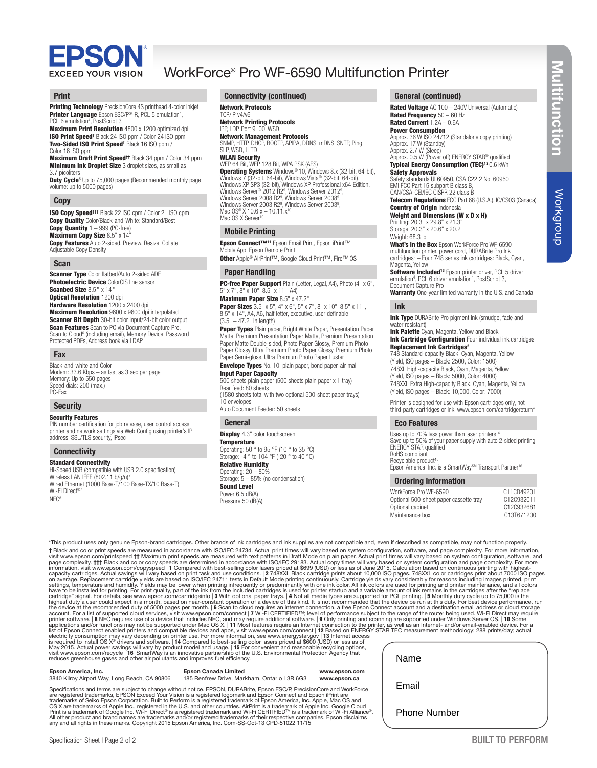EPSON
EXCEED YOUR VISION

# WorkForce® Pro WF-6590 Multifunction Printer

## Print

**Printing Technology** PrecisionCore 4S printhead 4-color inkjet
**Printer Language** Epson ESC/P®-R, PCL 5 emulation[4], PCL 6 emulation[4], PostScript 3
**Maximum Print Resolution** 4800 x 1200 optimized dpi
**ISO Print Speed†** Black 24 ISO ppm / Color 24 ISO ppm
**Two-Sided ISO Print Speed†** Black 16 ISO ppm / Color 16 ISO ppm
**Maximum Draft Print Speed††** Black 34 ppm / Color 34 ppm
**Minimum Ink Droplet Size** 3 droplet sizes, as small as 3.7 picoliters
**Duty Cycle[5]** Up to 75,000 pages (Recommended monthly page volume: up to 5000 pages)

## Copy

**ISO Copy Speed†††** Black 22 ISO cpm / Color 21 ISO cpm
**Copy Quality** Color/Black-and-White: Standard/Best
**Copy Quantity** 1 – 999 (PC-free)
**Maximum Copy Size** 8.5" x 14"
**Copy Features** Auto 2-sided, Preview, Resize, Collate, Adjustable Copy Density

## Scan

**Scanner Type** Color flatbed/Auto 2-sided ADF
**Photoelectric Device** ColorCIS line sensor
**Scanbed Size** 8.5" x 14"
**Optical Resolution** 1200 dpi
**Hardware Resolution** 1200 x 2400 dpi
**Maximum Resolution** 9600 x 9600 dpi interpolated
**Scanner Bit Depth** 30-bit color input/24-bit color output
**Scan Features** Scan to PC via Document Capture Pro, Scan to Cloud[6] (including email), Memory Device, Password Protected PDFs, Address book via LDAP

## Fax

Black-and-white and Color
Modem: 33.6 Kbps – as fast as 3 sec per page
Memory: Up to 550 pages
Speed dials: 200 (max.)
PC-Fax

## Security

**Security Features**
PIN number certification for job release, user control access, printer and network settings via Web Config using printer's IP address, SSL/TLS security, IPsec

## Connectivity

**Standard Connectivity**
Hi-Speed USB (compatible with USB 2.0 specification)
Wireless LAN IEEE (802.11 b/g/n)[7]
Wired Ethernet (1000 Base-T/100 Base-TX/10 Base-T)
Wi-Fi Direct®[7]
NFC[8]

## Connectivity (continued)

**Network Protocols**
TCP/IP v4/v6
**Network Printing Protocols**
IPP, LDP, Port 9100, WSD
**Network Management Protocols**
SNMP, HTTP, DHCP, BOOTP, APIPA, DDNS, mDNS, SNTP, Ping, SLP, WSD, LLTD
**WLAN Security**
WEP 64 Bit, WEP 128 Bit, WPA PSK (AES)
**Operating Systems** Windows® 10, Windows 8.x (32-bit, 64-bit), Windows 7 (32-bit, 64-bit), Windows Vista® (32-bit, 64-bit), Windows XP SP3 (32-bit), Windows XP Professional x64 Edition, Windows Server® 2012 R2[9], Windows Server 2012[9], Windows Server 2008 R2[9], Windows Server 2008[9], Windows Server 2003 R2[9], Windows Server 2003[9], Mac OS® X 10.6.x – 10.11.x[10]
Mac OS X Server[10]

## Mobile Printing

**Epson Connect™[11]** Epson Email Print, Epson iPrint™ Mobile App, Epson Remote Print
**Other** Apple® AirPrint™, Google Cloud Print™, Fire™ OS

## Paper Handling

**PC-free Paper Support** Plain (Letter, Legal, A4), Photo (4" x 6", 5" x 7", 8" x 10", 8.5" x 11", A4)
**Maximum Paper Size** 8.5" x 47.2"
**Paper Sizes** 3.5" x 5", 4" x 6", 5" x 7", 8" x 10", 8.5" x 11", 8.5" x 14", A4, A6, half letter, executive, user definable (3.5" – 47.2" in length)
**Paper Types** Plain paper, Bright White Paper, Presentation Paper Matte, Premium Presentation Paper Matte, Premium Presentation Paper Matte Double-sided, Photo Paper Glossy, Premium Photo Paper Glossy, Ultra Premium Photo Paper Glossy, Premium Photo Paper Semi-gloss, Ultra Premium Photo Paper Luster
**Envelope Types** No. 10; plain paper, bond paper, air mail
**Input Paper Capacity**
500 sheets plain paper (500 sheets plain paper x 1 tray)
Rear feed: 80 sheets
(1580 sheets total with two optional 500-sheet paper trays)
10 envelopes
Auto Document Feeder: 50 sheets

## General

**Display** 4.3" color touchscreen
**Temperature**
Operating: 50 ° to 95 °F (10 ° to 35 °C)
Storage: -4 ° to 104 °F (-20 ° to 40 °C)
**Relative Humidity**
Operating: 20 – 80%
Storage: 5 – 85% (no condensation)
**Sound Level**
Power 6.5 dB(A)
Pressure 50 dB(A)

## General (continued)

**Rated Voltage** AC 100 – 240V Universal (Automatic)
**Rated Frequency** 50 – 60 Hz
**Rated Current** 1.2A – 0.6A
**Power Consumption**
Approx. 36 W ISO 24712 (Standalone copy printing)
Approx. 17 W (Standby)
Approx. 2.7 W (Sleep)
Approx. 0.5 W (Power off) ENERGY STAR® qualified
**Typical Energy Consumption (TEC)[12]** 0.6 kWh
**Safety Approvals**
Safety standards UL60950, CSA C22.2 No. 60950
EMI FCC Part 15 subpart B class B, CAN/CSA-CEI/IEC CISPR 22 class B
**Telecom Regulations** FCC Part 68 (U.S.A.), IC/CS03 (Canada)
**Country of Origin** Indonesia
**Weight and Dimensions (W x D x H)**
Printing: 20.3" x 29.8" x 21.3"
Storage: 20.3" x 20.6" x 20.2"
Weight: 68.3 lb
**What's in the Box** Epson WorkForce Pro WF-6590 multifunction printer, power cord, DURABrite Pro Ink cartridges[2] – Four 748 series ink cartridges: Black, Cyan, Magenta, Yellow
**Software Included[13]** Epson printer driver, PCL 5 driver emulation[4], PCL 6 driver emulation[4], PostScript 3, Document Capture Pro
**Warranty** One-year limited warranty in the U.S. and Canada

## Ink

**Ink Type** DURABrite Pro pigment ink (smudge, fade and water resistant)
**Ink Palette** Cyan, Magenta, Yellow and Black
**Ink Cartridge Configuration** Four individual ink cartridges
**Replacement Ink Cartridges[2]**
748 Standard-capacity Black, Cyan, Magenta, Yellow (Yield, ISO pages – Black: 2500, Color: 1500)
748XL High-capacity Black, Cyan, Magenta, Yellow (Yield, ISO pages – Black: 5000, Color: 4000)
748XXL Extra High-capacity Black, Cyan, Magenta, Yellow (Yield, ISO pages – Black: 10,000, Color: 7000)

Printer is designed for use with Epson cartridges only, not third-party cartridges or ink. www.epson.com/cartridgereturn*

## Eco Features

Uses up to 70% less power than laser printers[14]
Save up to 50% of your paper supply with auto 2-sided printing
ENERGY STAR qualified
RoHS compliant
Recyclable product[15]
Epson America, Inc. is a SmartWay℠ Transport Partner[16]

## Ordering Information

| | |
|---|---|
| WorkForce Pro WF-6590 | C11CD49201 |
| Optional 500-sheet paper cassette tray | C12C932011 |
| Optional cabinet | C12C932681 |
| Maintenance box | C13T671200 |

*This product uses only genuine Epson-brand cartridges. Other brands of ink cartridges and ink supplies are not compatible and, even if described as compatible, may not function properly.

† Black and color print speeds are measured in accordance with ISO/IEC 24734. Actual print times will vary based on system configuration, software, and page complexity. For more information, visit www.epson.com/printspeed †† Maximum print speeds are measured with text patterns in Draft Mode on plain paper. Actual print times will vary based on system configuration, software, and page complexity. ††† Black and color copy speeds are determined in accordance with ISO/IEC 29183. Actual copy times will vary based on system configuration and page complexity. For more information, visit www.epson.com/copyspeed | **1** Compared with best-selling color lasers priced at $699 (USD) or less as of June 2015. Calculation based on continuous printing with highest-capacity cartridges. Actual savings will vary based on print task and use conditions. | **2** 748XXL Black cartridge prints about 10,000 ISO pages. 748XXL color cartridges print about 7000 ISO pages on average. Replacement cartridge yields are based on ISO/IEC 24711 tests in Default Mode printing continuously. Cartridge yields vary considerably for reasons including images printed, print settings, temperature and humidity. Yields may be lower when printing infrequently or predominantly with one ink color. All ink colors are used for printing and printer maintenance, and all colors have to be installed for printing. For print quality, part of the ink from the included cartridges is used for printer startup and a variable amount of ink remains in the cartridges after the "replace cartridge" signal. For details, see www.epson.com/cartridgeinfo | **3** With optional paper trays. | **4** Not all media types are supported for PCL printing. | **5** Monthly duty cycle up to 75,000 is the highest duty a user could expect in a month, based on near-constant operation of a device of this kind. It is not recommended that the device be run at this duty. For best device performance, run the device at the recommended duty of 5000 pages per month. | **6** Scan to cloud requires an internet connection, a free Epson Connect account and a destination email address or cloud storage account. For a list of supported cloud services, visit www.epson.com/connect | **7** Wi-Fi CERTIFIED™; level of performance subject to the range of the router being used. Wi-Fi Direct may require printer software. | **8** NFC requires use of a device that includes NFC, and may require additional software. | **9** Only printing and scanning are supported under Windows Server OS. | **10** Some applications and/or functions may not be supported under Mac OS X. | **11** Most features require an Internet connection to the printer, as well as an Internet- and/or email-enabled device. For a list of Epson Connect enabled printers and compatible devices and apps, visit www.epson.com/connect | **12** Based on ENERGY STAR TEC measurement methodology; 288 prints/day; actual electricity consumption may vary depending on printer use. For more information, see www.energystar.gov | **13** Internet access is required to install OS X® drivers and software. | **14** Compared to best-selling color lasers priced at $600 (USD) or less as of May 2015. Actual power savings will vary by product model and usage. | **15** For convenient and reasonable recycling options, visit www.epson.com/recycle | **16** SmartWay is an innovative partnership of the U.S. Environmental Protection Agency that reduces greenhouse gases and other air pollutants and improves fuel efficiency.

**Epson America, Inc.**
3840 Kilroy Airport Way, Long Beach, CA 90806

**Epson Canada Limited**
185 Renfrew Drive, Markham, Ontario L3R 6G3

**www.epson.com**
**www.epson.ca**

Specifications and terms are subject to change without notice. EPSON, DURABrite, Epson ESC/P, PrecisionCore and WorkForce are registered trademarks, EPSON Exceed Your Vision is a registered logomark and Epson Connect and Epson iPrint are trademarks of Seiko Epson Corporation. Built to Perform is a registered trademark of Epson America, Inc. Apple, Mac OS and OS X are trademarks of Apple Inc., registered in the U.S. and other countries. AirPrint is a trademark of Apple Inc. Google Cloud Print is a trademark of Google Inc. Wi-Fi Direct® is a registered trademark and Wi-Fi CERTIFIED™ is a trademark of Wi-Fi Alliance®. All other product and brand names are trademarks and/or registered trademarks of their respective companies. Epson disclaims any and all rights in these marks. Copyright 2015 Epson America, Inc. Com-SS-Oct-13 CPD-51022 11/15

Name

Email

Phone Number

BUILT TO PERFORM